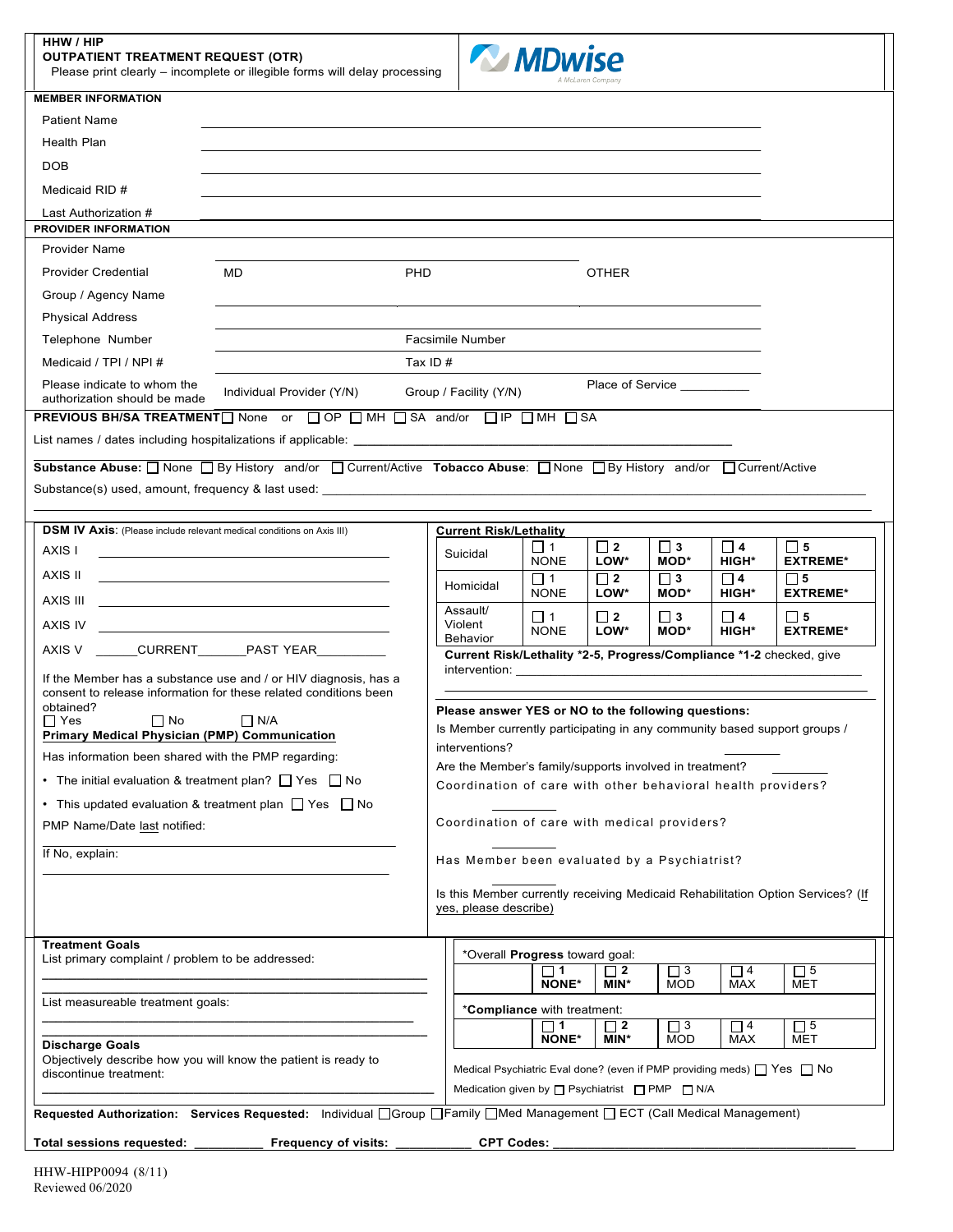**HHW / HIP**
**OUTPATIENT TREATMENT REQUEST (OTR)**
Please print clearly – incomplete or illegible forms will delay processing

MDwise
A McLaren Company

**MEMBER INFORMATION**

Patient Name ______________________________

Health Plan ______________________________

DOB ______________________________

Medicaid RID # ______________________________

Last Authorization # ______________________________

**PROVIDER INFORMATION**

Provider Name ______________________________

Provider Credential MD PHD OTHER

Group / Agency Name ______________________________

Physical Address ______________________________

Telephone Number ______________ Facsimile Number ______________

Medicaid / TPI / NPI # ______________ Tax ID # ______________

Please indicate to whom the authorization should be made Individual Provider (Y/N) Group / Facility (Y/N) Place of Service __________

**PREVIOUS BH/SA TREATMENT** ☐ None or ☐ OP ☐ MH ☐ SA and/or ☐ IP ☐ MH ☐ SA

List names / dates including hospitalizations if applicable: ______________________________

**Substance Abuse:** ☐ None ☐ By History and/or ☐ Current/Active **Tobacco Abuse**: ☐ None ☐ By History and/or ☐ Current/Active

Substance(s) used, amount, frequency & last used: ______________________________

**DSM IV Axis**: (Please include relevant medical conditions on Axis III)

AXIS I ______________________________

AXIS II ______________________________

AXIS III ______________________________

AXIS IV ______________________________

AXIS V ______CURRENT_______PAST YEAR__________

If the Member has a substance use and / or HIV diagnosis, has a consent to release information for these related conditions been obtained?
☐ Yes ☐ No ☐ N/A

**Primary Medical Physician (PMP) Communication**

Has information been shared with the PMP regarding:

- The initial evaluation & treatment plan? ☐ Yes ☐ No
- This updated evaluation & treatment plan ☐ Yes ☐ No

PMP Name/Date last notified:

______________________________

If No, explain:

______________________________

**Current Risk/Lethality**

| | | | | | |
|---|---|---|---|---|---|
| Suicidal | ☐ 1 NONE | ☐ **2 LOW*** | ☐ **3 MOD*** | ☐ **4 HIGH*** | ☐ **5 EXTREME*** |
| Homicidal | ☐ 1 NONE | ☐ **2 LOW*** | ☐ **3 MOD*** | ☐ **4 HIGH*** | ☐ **5 EXTREME*** |
| Assault/ Violent Behavior | ☐ 1 NONE | ☐ **2 LOW*** | ☐ **3 MOD*** | ☐ **4 HIGH*** | ☐ **5 EXTREME*** |

**Current Risk/Lethality *2-5, Progress/Compliance *1-2** checked, give intervention: ______________________________

**Please answer YES or NO to the following questions:**

Is Member currently participating in any community based support groups / interventions? ________

Are the Member's family/supports involved in treatment? ________

Coordination of care with other behavioral health providers? ________

Coordination of care with medical providers? ________

Has Member been evaluated by a Psychiatrist? ________

Is this Member currently receiving Medicaid Rehabilitation Option Services? (If yes, please describe)

**Treatment Goals**
List primary complaint / problem to be addressed:

______________________________

List measureable treatment goals:

______________________________

**Discharge Goals**
Objectively describe how you will know the patient is ready to discontinue treatment:

______________________________

*Overall **Progress** toward goal:

| ☐ **1 NONE*** | ☐ **2 MIN*** | ☐ 3 MOD | ☐ 4 MAX | ☐ 5 MET |
|---|---|---|---|---|

*__Compliance__ with treatment:

| ☐ **1 NONE*** | ☐ **2 MIN*** | ☐ 3 MOD | ☐ 4 MAX | ☐ 5 MET |
|---|---|---|---|---|

Medical Psychiatric Eval done? (even if PMP providing meds) ☐ Yes ☐ No

Medication given by ☐ Psychiatrist ☐ PMP ☐ N/A

**Requested Authorization: Services Requested:** Individual ☐ Group ☐ Family ☐ Med Management ☐ ECT (Call Medical Management)

**Total sessions requested:** __________ **Frequency of visits:** ___________ **CPT Codes:** ______________________________

HHW-HIPP0094 (8/11)
Reviewed 06/2020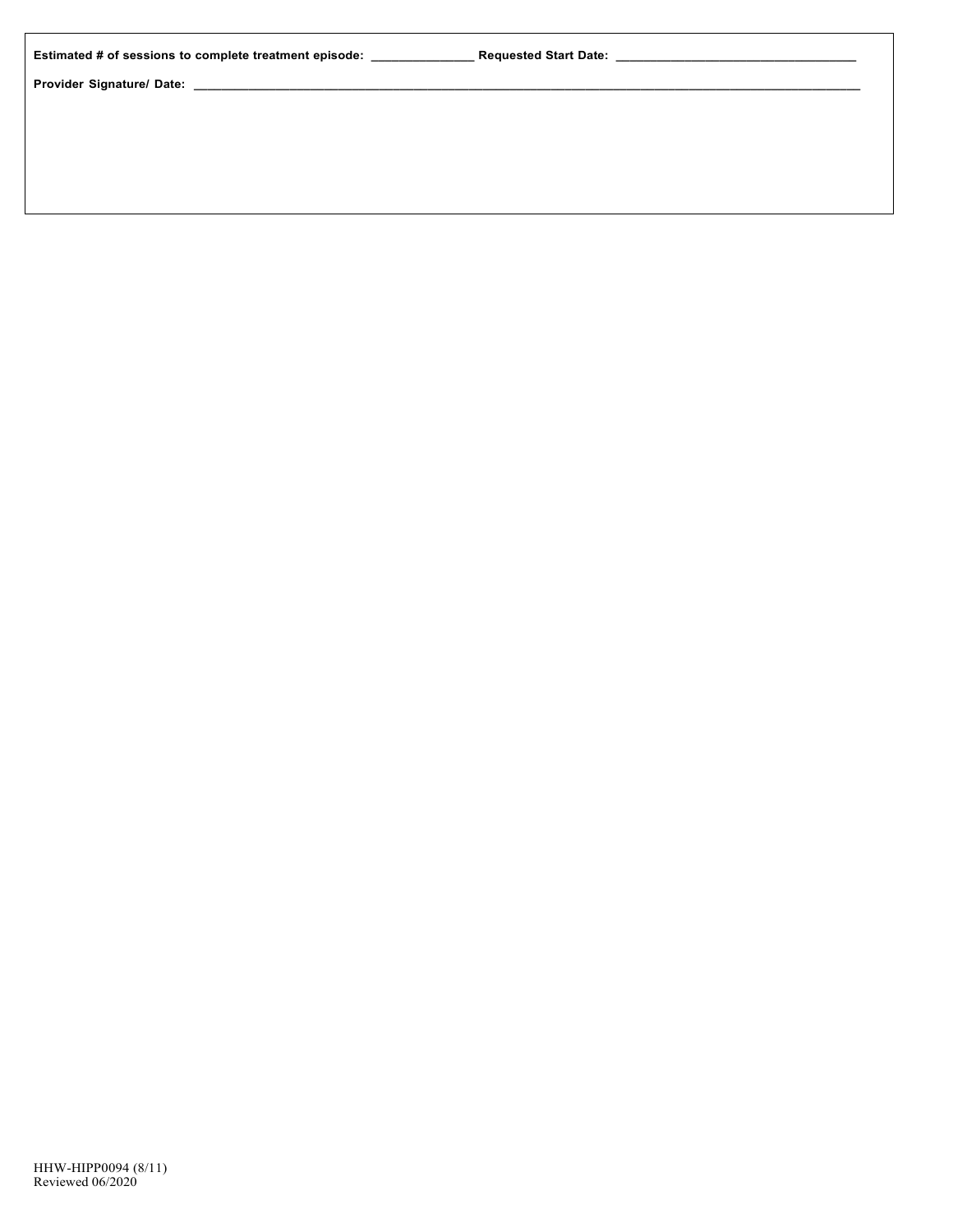**Estimated # of sessions to complete treatment episode:** _______________ **Requested Start Date:** ___________________________________

**Provider Signature/ Date:** ___________________________________________________________________________________________

HHW-HIPP0094 (8/11)
Reviewed 06/2020